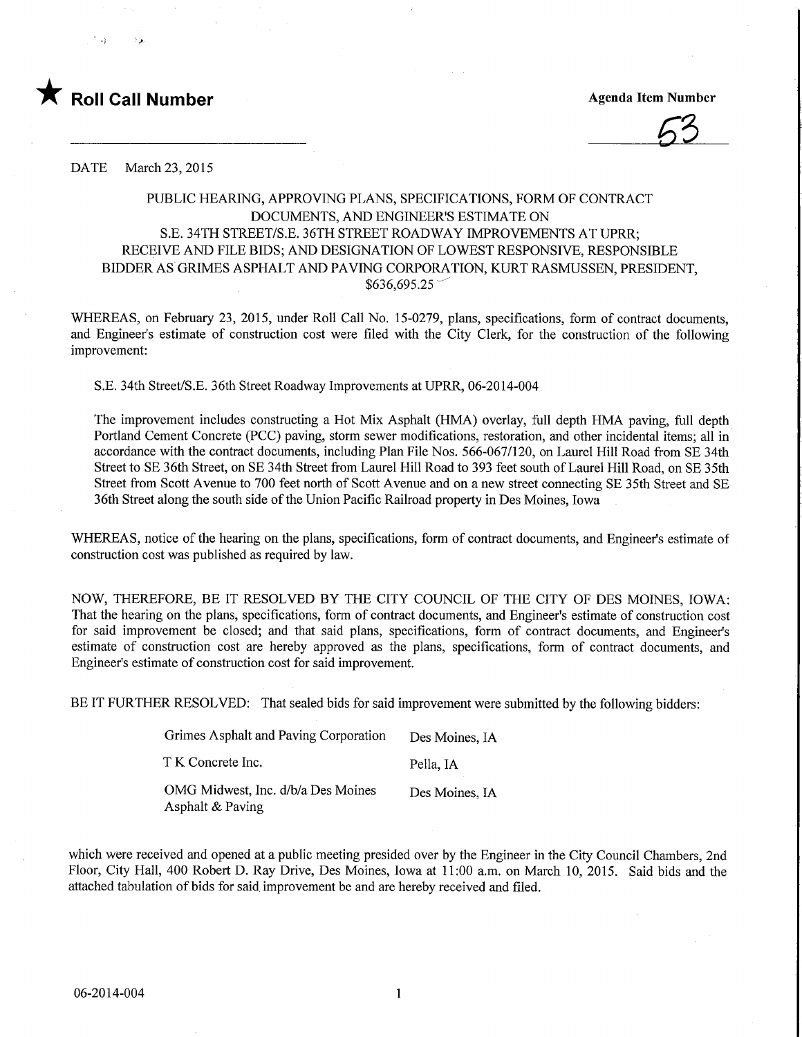★ **Roll Call Number**

**Agenda Item Number**

53

DATE March 23, 2015

PUBLIC HEARING, APPROVING PLANS, SPECIFICATIONS, FORM OF CONTRACT DOCUMENTS, AND ENGINEER'S ESTIMATE ON S.E. 34TH STREET/S.E. 36TH STREET ROADWAY IMPROVEMENTS AT UPRR; RECEIVE AND FILE BIDS; AND DESIGNATION OF LOWEST RESPONSIVE, RESPONSIBLE BIDDER AS GRIMES ASPHALT AND PAVING CORPORATION, KURT RASMUSSEN, PRESIDENT, $636,695.25

WHEREAS, on February 23, 2015, under Roll Call No. 15-0279, plans, specifications, form of contract documents, and Engineer's estimate of construction cost were filed with the City Clerk, for the construction of the following improvement:

S.E. 34th Street/S.E. 36th Street Roadway Improvements at UPRR, 06-2014-004

The improvement includes constructing a Hot Mix Asphalt (HMA) overlay, full depth HMA paving, full depth Portland Cement Concrete (PCC) paving, storm sewer modifications, restoration, and other incidental items; all in accordance with the contract documents, including Plan File Nos. 566-067/120, on Laurel Hill Road from SE 34th Street to SE 36th Street, on SE 34th Street from Laurel Hill Road to 393 feet south of Laurel Hill Road, on SE 35th Street from Scott Avenue to 700 feet north of Scott Avenue and on a new street connecting SE 35th Street and SE 36th Street along the south side of the Union Pacific Railroad property in Des Moines, Iowa

WHEREAS, notice of the hearing on the plans, specifications, form of contract documents, and Engineer's estimate of construction cost was published as required by law.

NOW, THEREFORE, BE IT RESOLVED BY THE CITY COUNCIL OF THE CITY OF DES MOINES, IOWA: That the hearing on the plans, specifications, form of contract documents, and Engineer's estimate of construction cost for said improvement be closed; and that said plans, specifications, form of contract documents, and Engineer's estimate of construction cost are hereby approved as the plans, specifications, form of contract documents, and Engineer's estimate of construction cost for said improvement.

BE IT FURTHER RESOLVED: That sealed bids for said improvement were submitted by the following bidders:

| | |
|---|---|
| Grimes Asphalt and Paving Corporation | Des Moines, IA |
| T K Concrete Inc. | Pella, IA |
| OMG Midwest, Inc. d/b/a Des Moines Asphalt & Paving | Des Moines, IA |

which were received and opened at a public meeting presided over by the Engineer in the City Council Chambers, 2nd Floor, City Hall, 400 Robert D. Ray Drive, Des Moines, Iowa at 11:00 a.m. on March 10, 2015. Said bids and the attached tabulation of bids for said improvement be and are hereby received and filed.

06-2014-004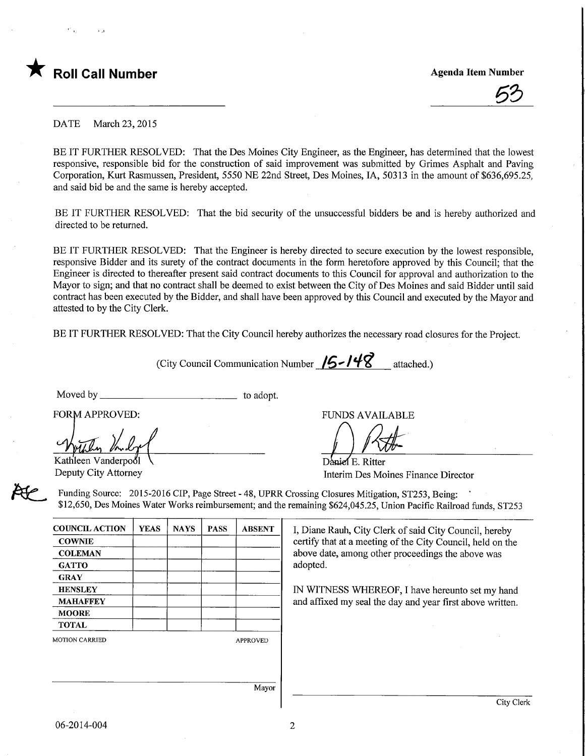★ **Roll Call Number**

**Agenda Item Number**

53

DATE March 23, 2015

BE IT FURTHER RESOLVED: That the Des Moines City Engineer, as the Engineer, has determined that the lowest responsive, responsible bid for the construction of said improvement was submitted by Grimes Asphalt and Paving Corporation, Kurt Rasmussen, President, 5550 NE 22nd Street, Des Moines, IA, 50313 in the amount of $636,695.25, and said bid be and the same is hereby accepted.

BE IT FURTHER RESOLVED: That the bid security of the unsuccessful bidders be and is hereby authorized and directed to be returned.

BE IT FURTHER RESOLVED: That the Engineer is hereby directed to secure execution by the lowest responsible, responsive Bidder and its surety of the contract documents in the form heretofore approved by this Council; that the Engineer is directed to thereafter present said contract documents to this Council for approval and authorization to the Mayor to sign; and that no contract shall be deemed to exist between the City of Des Moines and said Bidder until said contract has been executed by the Bidder, and shall have been approved by this Council and executed by the Mayor and attested to by the City Clerk.

BE IT FURTHER RESOLVED: That the City Council hereby authorizes the necessary road closures for the Project.

(City Council Communication Number 15-148 attached.)

Moved by ____________________ to adopt.

FORM APPROVED:

Kathleen Vanderpool
Deputy City Attorney

FUNDS AVAILABLE

Daniel E. Ritter
Interim Des Moines Finance Director

Funding Source: 2015-2016 CIP, Page Street - 48, UPRR Crossing Closures Mitigation, ST253, Being: $12,650, Des Moines Water Works reimbursement; and the remaining $624,045.25, Union Pacific Railroad funds, ST253

| COUNCIL ACTION | YEAS | NAYS | PASS | ABSENT |
|---|---|---|---|---|
| COWNIE | | | | |
| COLEMAN | | | | |
| GATTO | | | | |
| GRAY | | | | |
| HENSLEY | | | | |
| MAHAFFEY | | | | |
| MOORE | | | | |
| TOTAL | | | | |

MOTION CARRIED APPROVED

Mayor

I, Diane Rauh, City Clerk of said City Council, hereby certify that at a meeting of the City Council, held on the above date, among other proceedings the above was adopted.

IN WITNESS WHEREOF, I have hereunto set my hand and affixed my seal the day and year first above written.

City Clerk

06-2014-004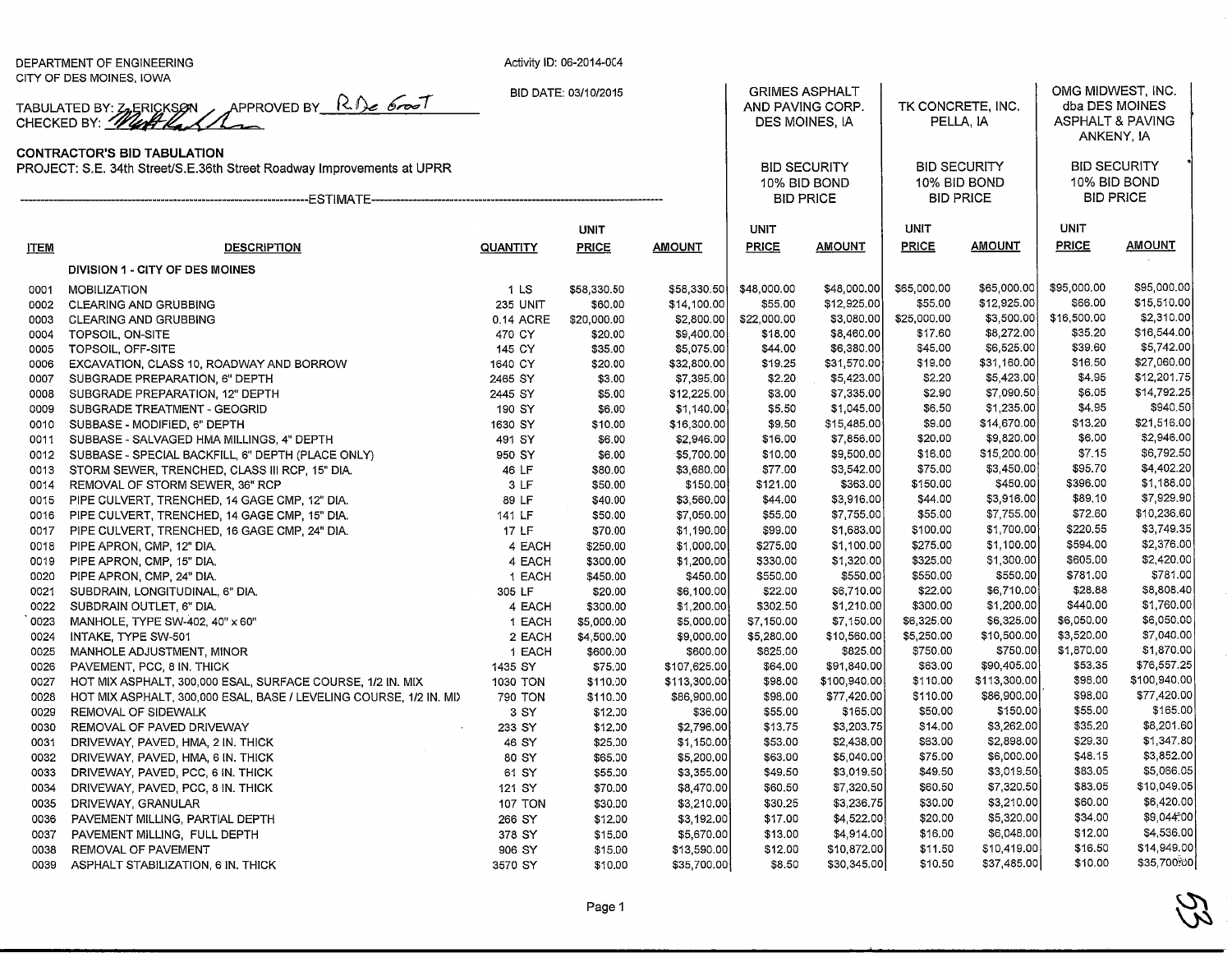DEPARTMENT OF ENGINEERING
CITY OF DES MOINES, IOWA

Activity ID: 06-2014-004

TABULATED BY: Z. ERICKSON APPROVED BY: R. De Groot
CHECKED BY: (signature)

BID DATE: 03/10/2015

**CONTRACTOR'S BID TABULATION**
PROJECT: S.E. 34th Street/S.E.36th Street Roadway Improvements at UPRR

| | | | ESTIMATE | | GRIMES ASPHALT AND PAVING CORP. DES MOINES, IA | | TK CONCRETE, INC. PELLA, IA | | OMG MIDWEST, INC. dba DES MOINES ASPHALT & PAVING ANKENY, IA | |
|---|---|---|---|---|---|---|---|---|---|---|
| | | | | | BID SECURITY 10% BID BOND BID PRICE | | BID SECURITY 10% BID BOND BID PRICE | | BID SECURITY 10% BID BOND BID PRICE | |
| ITEM | DESCRIPTION | QUANTITY | UNIT PRICE | AMOUNT | UNIT PRICE | AMOUNT | UNIT PRICE | AMOUNT | UNIT PRICE | AMOUNT |
| | **DIVISION 1 - CITY OF DES MOINES** | | | | | | | | | |
| 0001 | MOBILIZATION | 1 LS | $58,330.50 | $58,330.50 | $48,000.00 | $48,000.00 | $65,000.00 | $65,000.00 | $95,000.00 | $95,000.00 |
| 0002 | CLEARING AND GRUBBING | 235 UNIT | $60.00 | $14,100.00 | $55.00 | $12,925.00 | $55.00 | $12,925.00 | $66.00 | $15,510.00 |
| 0003 | CLEARING AND GRUBBING | 0.14 ACRE | $20,000.00 | $2,800.00 | $22,000.00 | $3,080.00 | $25,000.00 | $3,500.00 | $16,500.00 | $2,310.00 |
| 0004 | TOPSOIL, ON-SITE | 470 CY | $20.00 | $9,400.00 | $18.00 | $8,460.00 | $17.60 | $8,272.00 | $35.20 | $16,544.00 |
| 0005 | TOPSOIL, OFF-SITE | 145 CY | $35.00 | $5,075.00 | $44.00 | $6,380.00 | $45.00 | $6,525.00 | $39.60 | $5,742.00 |
| 0006 | EXCAVATION, CLASS 10, ROADWAY AND BORROW | 1640 CY | $20.00 | $32,800.00 | $19.25 | $31,570.00 | $19.00 | $31,160.00 | $16.50 | $27,060.00 |
| 0007 | SUBGRADE PREPARATION, 6" DEPTH | 2465 SY | $3.00 | $7,395.00 | $2.20 | $5,423.00 | $2.20 | $5,423.00 | $4.95 | $12,201.75 |
| 0008 | SUBGRADE PREPARATION, 12" DEPTH | 2445 SY | $5.00 | $12,225.00 | $3.00 | $7,335.00 | $2.90 | $7,090.50 | $6.05 | $14,792.25 |
| 0009 | SUBGRADE TREATMENT - GEOGRID | 190 SY | $6.00 | $1,140.00 | $5.50 | $1,045.00 | $6.50 | $1,235.00 | $4.95 | $940.50 |
| 0010 | SUBBASE - MODIFIED, 6" DEPTH | 1630 SY | $10.00 | $16,300.00 | $9.50 | $15,485.00 | $9.00 | $14,670.00 | $13.20 | $21,516.00 |
| 0011 | SUBBASE - SALVAGED HMA MILLINGS, 4" DEPTH | 491 SY | $6.00 | $2,946.00 | $16.00 | $7,856.00 | $20.00 | $9,820.00 | $6.00 | $2,946.00 |
| 0012 | SUBBASE - SPECIAL BACKFILL, 6" DEPTH (PLACE ONLY) | 950 SY | $6.00 | $5,700.00 | $10.00 | $9,500.00 | $16.00 | $15,200.00 | $7.15 | $6,792.50 |
| 0013 | STORM SEWER, TRENCHED, CLASS III RCP, 15" DIA. | 46 LF | $80.00 | $3,680.00 | $77.00 | $3,542.00 | $75.00 | $3,450.00 | $95.70 | $4,402.20 |
| 0014 | REMOVAL OF STORM SEWER, 36" RCP | 3 LF | $50.00 | $150.00 | $121.00 | $363.00 | $150.00 | $450.00 | $396.00 | $1,188.00 |
| 0015 | PIPE CULVERT, TRENCHED, 14 GAGE CMP, 12" DIA. | 89 LF | $40.00 | $3,560.00 | $44.00 | $3,916.00 | $44.00 | $3,916.00 | $89.10 | $7,929.90 |
| 0016 | PIPE CULVERT, TRENCHED, 14 GAGE CMP, 15" DIA. | 141 LF | $50.00 | $7,050.00 | $55.00 | $7,755.00 | $55.00 | $7,755.00 | $72.60 | $10,236.60 |
| 0017 | PIPE CULVERT, TRENCHED, 16 GAGE CMP, 24" DIA. | 17 LF | $70.00 | $1,190.00 | $99.00 | $1,683.00 | $100.00 | $1,700.00 | $220.55 | $3,749.35 |
| 0018 | PIPE APRON, CMP, 12" DIA. | 4 EACH | $250.00 | $1,000.00 | $275.00 | $1,100.00 | $275.00 | $1,100.00 | $594.00 | $2,376.00 |
| 0019 | PIPE APRON, CMP, 15" DIA. | 4 EACH | $300.00 | $1,200.00 | $330.00 | $1,320.00 | $325.00 | $1,300.00 | $605.00 | $2,420.00 |
| 0020 | PIPE APRON, CMP, 24" DIA. | 1 EACH | $450.00 | $450.00 | $550.00 | $550.00 | $550.00 | $550.00 | $781.00 | $781.00 |
| 0021 | SUBDRAIN, LONGITUDINAL, 6" DIA. | 305 LF | $20.00 | $6,100.00 | $22.00 | $6,710.00 | $22.00 | $6,710.00 | $28.88 | $8,808.40 |
| 0022 | SUBDRAIN OUTLET, 6" DIA. | 4 EACH | $300.00 | $1,200.00 | $302.50 | $1,210.00 | $300.00 | $1,200.00 | $440.00 | $1,760.00 |
| 0023 | MANHOLE, TYPE SW-402, 40" x 60" | 1 EACH | $5,000.00 | $5,000.00 | $7,150.00 | $7,150.00 | $6,325.00 | $6,325.00 | $6,050.00 | $6,050.00 |
| 0024 | INTAKE, TYPE SW-501 | 2 EACH | $4,500.00 | $9,000.00 | $5,280.00 | $10,560.00 | $5,250.00 | $10,500.00 | $3,520.00 | $7,040.00 |
| 0025 | MANHOLE ADJUSTMENT, MINOR | 1 EACH | $600.00 | $600.00 | $825.00 | $825.00 | $750.00 | $750.00 | $1,870.00 | $1,870.00 |
| 0026 | PAVEMENT, PCC, 8 IN. THICK | 1435 SY | $75.00 | $107,625.00 | $64.00 | $91,840.00 | $63.00 | $90,405.00 | $53.35 | $76,557.25 |
| 0027 | HOT MIX ASPHALT, 300,000 ESAL, SURFACE COURSE, 1/2 IN. MIX | 1030 TON | $110.00 | $113,300.00 | $98.00 | $100,940.00 | $110.00 | $113,300.00 | $98.00 | $100,940.00 |
| 0028 | HOT MIX ASPHALT, 300,000 ESAL, BASE / LEVELING COURSE, 1/2 IN. MIX | 790 TON | $110.00 | $86,900.00 | $98.00 | $77,420.00 | $110.00 | $86,900.00 | $98.00 | $77,420.00 |
| 0029 | REMOVAL OF SIDEWALK | 3 SY | $12.00 | $36.00 | $55.00 | $165.00 | $50.00 | $150.00 | $55.00 | $165.00 |
| 0030 | REMOVAL OF PAVED DRIVEWAY | 233 SY | $12.00 | $2,796.00 | $13.75 | $3,203.75 | $14.00 | $3,262.00 | $35.20 | $8,201.60 |
| 0031 | DRIVEWAY, PAVED, HMA, 2 IN. THICK | 46 SY | $25.00 | $1,150.00 | $53.00 | $2,438.00 | $63.00 | $2,898.00 | $29.30 | $1,347.80 |
| 0032 | DRIVEWAY, PAVED, HMA, 6 IN. THICK | 80 SY | $65.00 | $5,200.00 | $63.00 | $5,040.00 | $75.00 | $6,000.00 | $48.15 | $3,852.00 |
| 0033 | DRIVEWAY, PAVED, PCC, 6 IN. THICK | 61 SY | $55.00 | $3,355.00 | $49.50 | $3,019.50 | $49.50 | $3,019.50 | $83.05 | $5,066.05 |
| 0034 | DRIVEWAY, PAVED, PCC, 8 IN. THICK | 121 SY | $70.00 | $8,470.00 | $60.50 | $7,320.50 | $60.50 | $7,320.50 | $83.05 | $10,049.05 |
| 0035 | DRIVEWAY, GRANULAR | 107 TON | $30.00 | $3,210.00 | $30.25 | $3,236.75 | $30.00 | $3,210.00 | $60.00 | $6,420.00 |
| 0036 | PAVEMENT MILLING, PARTIAL DEPTH | 266 SY | $12.00 | $3,192.00 | $17.00 | $4,522.00 | $20.00 | $5,320.00 | $34.00 | $9,044.00 |
| 0037 | PAVEMENT MILLING, FULL DEPTH | 378 SY | $15.00 | $5,670.00 | $13.00 | $4,914.00 | $16.00 | $6,048.00 | $12.00 | $4,536.00 |
| 0038 | REMOVAL OF PAVEMENT | 906 SY | $15.00 | $13,590.00 | $12.00 | $10,872.00 | $11.50 | $10,419.00 | $16.50 | $14,949.00 |
| 0039 | ASPHALT STABILIZATION, 6 IN. THICK | 3570 SY | $10.00 | $35,700.00 | $8.50 | $30,345.00 | $10.50 | $37,485.00 | $10.00 | $35,700.00 |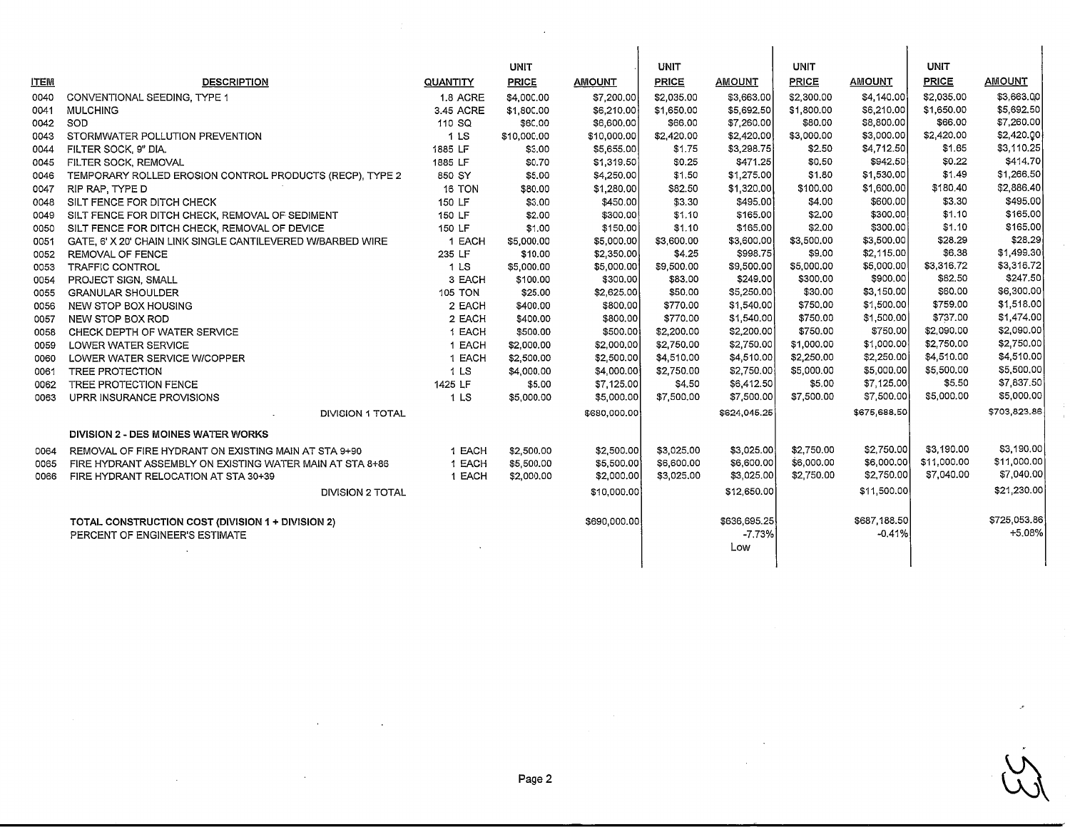| ITEM | DESCRIPTION | QUANTITY | UNIT PRICE | AMOUNT | UNIT PRICE | AMOUNT | UNIT PRICE | AMOUNT | UNIT PRICE | AMOUNT |
|---|---|---|---|---|---|---|---|---|---|---|
| 0040 | CONVENTIONAL SEEDING, TYPE 1 | 1.8 ACRE | $4,000.00 | $7,200.00 | $2,035.00 | $3,663.00 | $2,300.00 | $4,140.00 | $2,035.00 | $3,663.00 |
| 0041 | MULCHING | 3.45 ACRE | $1,800.00 | $6,210.00 | $1,650.00 | $5,692.50 | $1,800.00 | $6,210.00 | $1,650.00 | $5,692.50 |
| 0042 | SOD | 110 SQ | $60.00 | $6,600.00 | $66.00 | $7,260.00 | $80.00 | $8,800.00 | $66.00 | $7,260.00 |
| 0043 | STORMWATER POLLUTION PREVENTION | 1 LS | $10,000.00 | $10,000.00 | $2,420.00 | $2,420.00 | $3,000.00 | $3,000.00 | $2,420.00 | $2,420.00 |
| 0044 | FILTER SOCK, 9" DIA. | 1885 LF | $3.00 | $5,655.00 | $1.75 | $3,298.75 | $2.50 | $4,712.50 | $1.65 | $3,110.25 |
| 0045 | FILTER SOCK, REMOVAL | 1885 LF | $0.70 | $1,319.50 | $0.25 | $471.25 | $0.50 | $942.50 | $0.22 | $414.70 |
| 0046 | TEMPORARY ROLLED EROSION CONTROL PRODUCTS (RECP), TYPE 2 | 850 SY | $5.00 | $4,250.00 | $1.50 | $1,275.00 | $1.80 | $1,530.00 | $1.49 | $1,266.50 |
| 0047 | RIP RAP, TYPE D | 16 TON | $80.00 | $1,280.00 | $82.50 | $1,320.00 | $100.00 | $1,600.00 | $180.40 | $2,886.40 |
| 0048 | SILT FENCE FOR DITCH CHECK | 150 LF | $3.00 | $450.00 | $3.30 | $495.00 | $4.00 | $600.00 | $3.30 | $495.00 |
| 0049 | SILT FENCE FOR DITCH CHECK, REMOVAL OF SEDIMENT | 150 LF | $2.00 | $300.00 | $1.10 | $165.00 | $2.00 | $300.00 | $1.10 | $165.00 |
| 0050 | SILT FENCE FOR DITCH CHECK, REMOVAL OF DEVICE | 150 LF | $1.00 | $150.00 | $1.10 | $165.00 | $2.00 | $300.00 | $1.10 | $165.00 |
| 0051 | GATE, 6' X 20' CHAIN LINK SINGLE CANTILEVERED W/BARBED WIRE | 1 EACH | $5,000.00 | $5,000.00 | $3,600.00 | $3,600.00 | $3,500.00 | $3,500.00 | $28.29 | $28.29 |
| 0052 | REMOVAL OF FENCE | 235 LF | $10.00 | $2,350.00 | $4.25 | $998.75 | $9.00 | $2,115.00 | $6.38 | $1,499.30 |
| 0053 | TRAFFIC CONTROL | 1 LS | $5,000.00 | $5,000.00 | $9,500.00 | $9,500.00 | $5,000.00 | $5,000.00 | $3,316.72 | $3,316.72 |
| 0054 | PROJECT SIGN, SMALL | 3 EACH | $100.00 | $300.00 | $83.00 | $249.00 | $300.00 | $900.00 | $82.50 | $247.50 |
| 0055 | GRANULAR SHOULDER | 105 TON | $25.00 | $2,625.00 | $50.00 | $5,250.00 | $30.00 | $3,150.00 | $60.00 | $6,300.00 |
| 0056 | NEW STOP BOX HOUSING | 2 EACH | $400.00 | $800.00 | $770.00 | $1,540.00 | $750.00 | $1,500.00 | $759.00 | $1,518.00 |
| 0057 | NEW STOP BOX ROD | 2 EACH | $400.00 | $800.00 | $770.00 | $1,540.00 | $750.00 | $1,500.00 | $737.00 | $1,474.00 |
| 0058 | CHECK DEPTH OF WATER SERVICE | 1 EACH | $500.00 | $500.00 | $2,200.00 | $2,200.00 | $750.00 | $750.00 | $2,090.00 | $2,090.00 |
| 0059 | LOWER WATER SERVICE | 1 EACH | $2,000.00 | $2,000.00 | $2,750.00 | $2,750.00 | $1,000.00 | $1,000.00 | $2,750.00 | $2,750.00 |
| 0060 | LOWER WATER SERVICE W/COPPER | 1 EACH | $2,500.00 | $2,500.00 | $4,510.00 | $4,510.00 | $2,250.00 | $2,250.00 | $4,510.00 | $4,510.00 |
| 0061 | TREE PROTECTION | 1 LS | $4,000.00 | $4,000.00 | $2,750.00 | $2,750.00 | $5,000.00 | $5,000.00 | $5,500.00 | $5,500.00 |
| 0062 | TREE PROTECTION FENCE | 1425 LF | $5.00 | $7,125.00 | $4.50 | $6,412.50 | $5.00 | $7,125.00 | $5.50 | $7,837.50 |
| 0063 | UPRR INSURANCE PROVISIONS | 1 LS | $5,000.00 | $5,000.00 | $7,500.00 | $7,500.00 | $7,500.00 | $7,500.00 | $5,000.00 | $5,000.00 |
| | DIVISION 1 TOTAL | | | $680,000.00 | | $624,045.25 | | $675,688.50 | | $703,823.86 |
| | **DIVISION 2 - DES MOINES WATER WORKS** | | | | | | | | | |
| 0064 | REMOVAL OF FIRE HYDRANT ON EXISTING MAIN AT STA 9+90 | 1 EACH | $2,500.00 | $2,500.00 | $3,025.00 | $3,025.00 | $2,750.00 | $2,750.00 | $3,190.00 | $3,190.00 |
| 0065 | FIRE HYDRANT ASSEMBLY ON EXISTING WATER MAIN AT STA 8+86 | 1 EACH | $5,500.00 | $5,500.00 | $6,600.00 | $6,600.00 | $6,000.00 | $6,000.00 | $11,000.00 | $11,000.00 |
| 0066 | FIRE HYDRANT RELOCATION AT STA 30+39 | 1 EACH | $2,000.00 | $2,000.00 | $3,025.00 | $3,025.00 | $2,750.00 | $2,750.00 | $7,040.00 | $7,040.00 |
| | DIVISION 2 TOTAL | | | $10,000.00 | | $12,650.00 | | $11,500.00 | | $21,230.00 |
| | **TOTAL CONSTRUCTION COST (DIVISION 1 + DIVISION 2)** | | | $690,000.00 | | $636,695.25 | | $687,188.50 | | $725,053.86 |
| | PERCENT OF ENGINEER'S ESTIMATE | | | | | -7.73% Low | | -0.41% | | +5.08% |